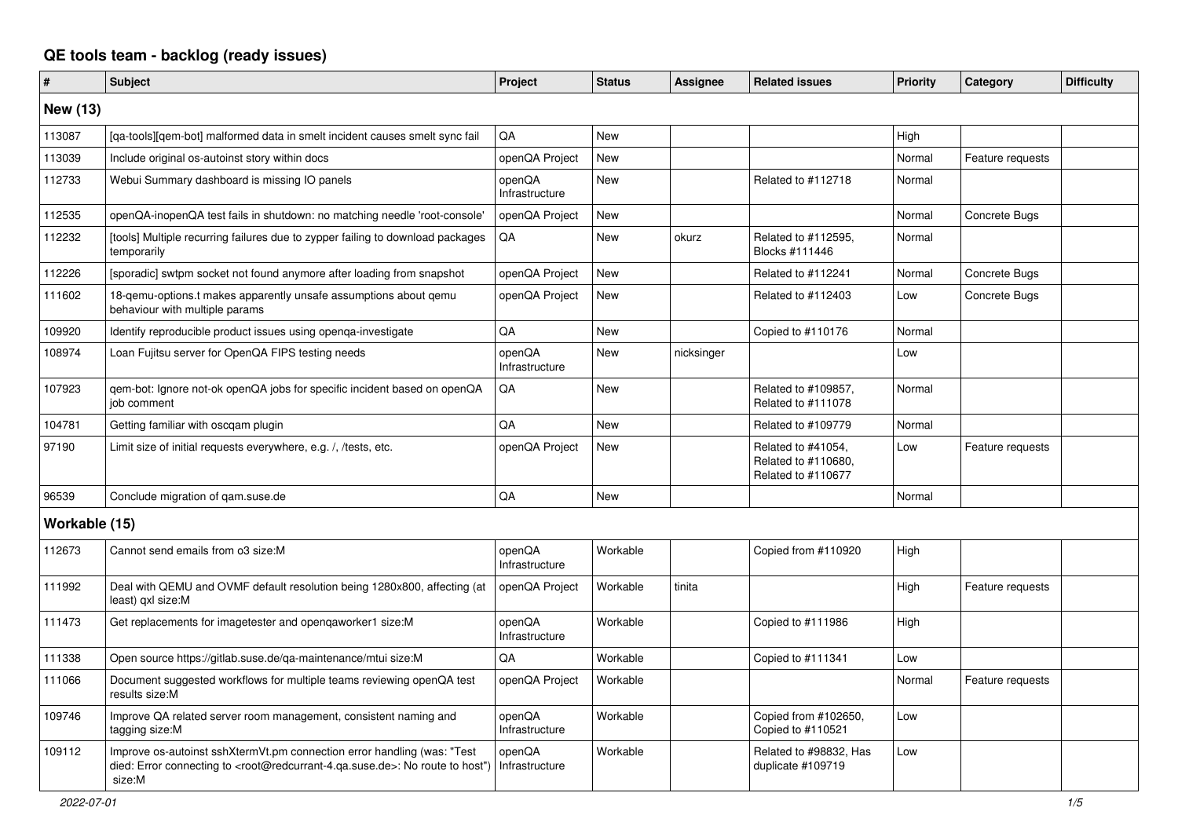# QE tools team - backlog (ready issues)

| # | Subject | Project | Status | Assignee | Related issues | Priority | Category | Difficulty |
|---|---|---|---|---|---|---|---|---|
| **New (13)** | | | | | | | | |
| 113087 | [qa-tools][qem-bot] malformed data in smelt incident causes smelt sync fail | QA | New | | | High | | |
| 113039 | Include original os-autoinst story within docs | openQA Project | New | | | Normal | Feature requests | |
| 112733 | Webui Summary dashboard is missing IO panels | openQA Infrastructure | New | | Related to #112718 | Normal | | |
| 112535 | openQA-inopenQA test fails in shutdown: no matching needle 'root-console' | openQA Project | New | | | Normal | Concrete Bugs | |
| 112232 | [tools] Multiple recurring failures due to zypper failing to download packages temporarily | QA | New | okurz | Related to #112595, Blocks #111446 | Normal | | |
| 112226 | [sporadic] swtpm socket not found anymore after loading from snapshot | openQA Project | New | | Related to #112241 | Normal | Concrete Bugs | |
| 111602 | 18-qemu-options.t makes apparently unsafe assumptions about qemu behaviour with multiple params | openQA Project | New | | Related to #112403 | Low | Concrete Bugs | |
| 109920 | Identify reproducible product issues using openqa-investigate | QA | New | | Copied to #110176 | Normal | | |
| 108974 | Loan Fujitsu server for OpenQA FIPS testing needs | openQA Infrastructure | New | nicksinger | | Low | | |
| 107923 | qem-bot: Ignore not-ok openQA jobs for specific incident based on openQA job comment | QA | New | | Related to #109857, Related to #111078 | Normal | | |
| 104781 | Getting familiar with oscqam plugin | QA | New | | Related to #109779 | Normal | | |
| 97190 | Limit size of initial requests everywhere, e.g. /, /tests, etc. | openQA Project | New | | Related to #41054, Related to #110680, Related to #110677 | Low | Feature requests | |
| 96539 | Conclude migration of qam.suse.de | QA | New | | | Normal | | |
| **Workable (15)** | | | | | | | | |
| 112673 | Cannot send emails from o3 size:M | openQA Infrastructure | Workable | | Copied from #110920 | High | | |
| 111992 | Deal with QEMU and OVMF default resolution being 1280x800, affecting (at least) qxl size:M | openQA Project | Workable | tinita | | High | Feature requests | |
| 111473 | Get replacements for imagetester and openqaworker1 size:M | openQA Infrastructure | Workable | | Copied to #111986 | High | | |
| 111338 | Open source https://gitlab.suse.de/qa-maintenance/mtui size:M | QA | Workable | | Copied to #111341 | Low | | |
| 111066 | Document suggested workflows for multiple teams reviewing openQA test results size:M | openQA Project | Workable | | | Normal | Feature requests | |
| 109746 | Improve QA related server room management, consistent naming and tagging size:M | openQA Infrastructure | Workable | | Copied from #102650, Copied to #110521 | Low | | |
| 109112 | Improve os-autoinst sshXtermVt.pm connection error handling (was: "Test died: Error connecting to <root@redcurrant-4.qa.suse.de>: No route to host") size:M | openQA Infrastructure | Workable | | Related to #98832, Has duplicate #109719 | Low | | |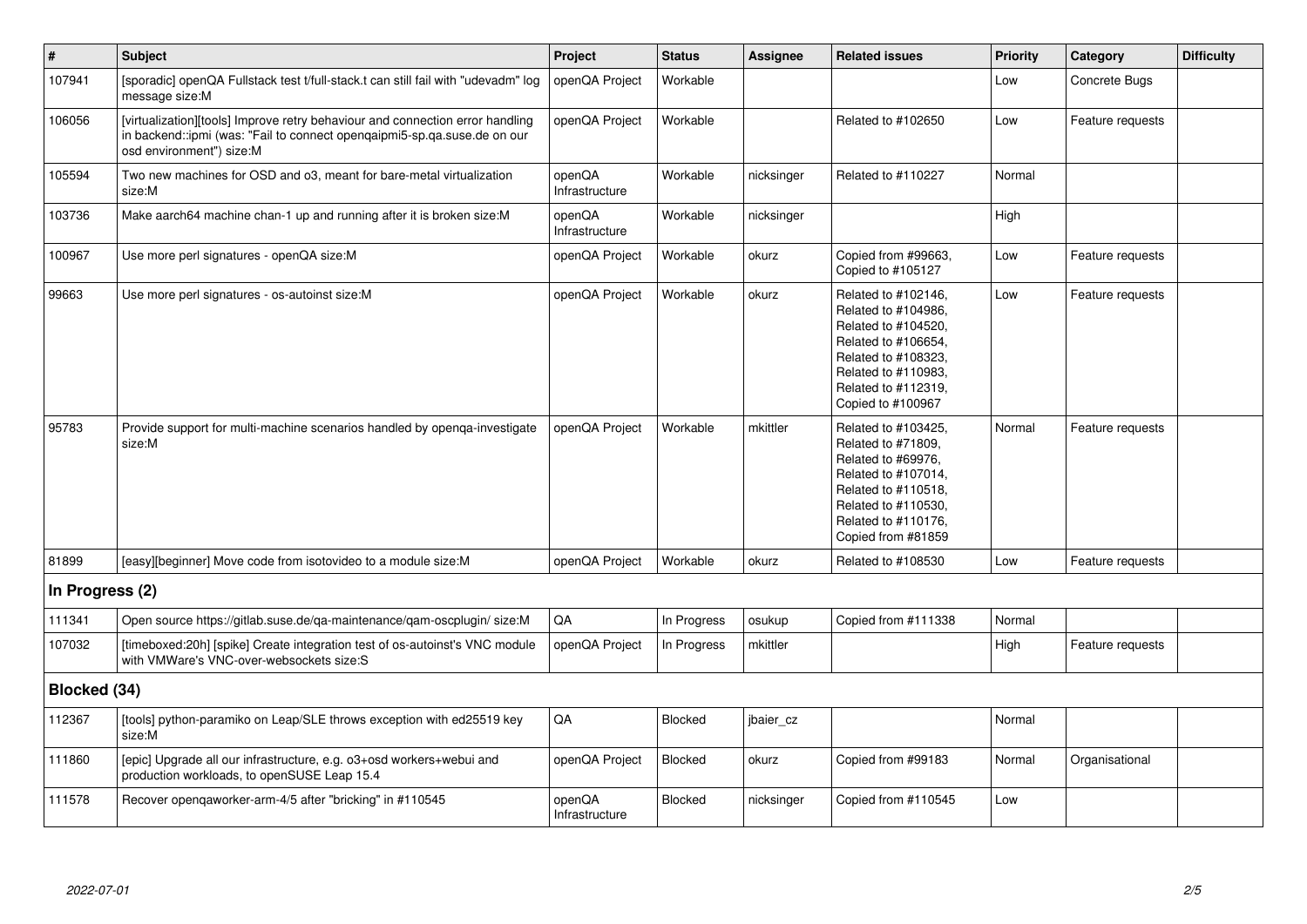| # | Subject | Project | Status | Assignee | Related issues | Priority | Category | Difficulty |
|---|---|---|---|---|---|---|---|---|
| 107941 | [sporadic] openQA Fullstack test t/full-stack.t can still fail with "udevadm" log message size:M | openQA Project | Workable | | | Low | Concrete Bugs | |
| 106056 | [virtualization][tools] Improve retry behaviour and connection error handling in backend::ipmi (was: "Fail to connect openqaipmi5-sp.qa.suse.de on our osd environment") size:M | openQA Project | Workable | | Related to #102650 | Low | Feature requests | |
| 105594 | Two new machines for OSD and o3, meant for bare-metal virtualization size:M | openQA Infrastructure | Workable | nicksinger | Related to #110227 | Normal | | |
| 103736 | Make aarch64 machine chan-1 up and running after it is broken size:M | openQA Infrastructure | Workable | nicksinger | | High | | |
| 100967 | Use more perl signatures - openQA size:M | openQA Project | Workable | okurz | Copied from #99663, Copied to #105127 | Low | Feature requests | |
| 99663 | Use more perl signatures - os-autoinst size:M | openQA Project | Workable | okurz | Related to #102146, Related to #104986, Related to #104520, Related to #106654, Related to #108323, Related to #110983, Related to #112319, Copied to #100967 | Low | Feature requests | |
| 95783 | Provide support for multi-machine scenarios handled by openqa-investigate size:M | openQA Project | Workable | mkittler | Related to #103425, Related to #71809, Related to #69976, Related to #107014, Related to #110518, Related to #110530, Related to #110176, Copied from #81859 | Normal | Feature requests | |
| 81899 | [easy][beginner] Move code from isotovideo to a module size:M | openQA Project | Workable | okurz | Related to #108530 | Low | Feature requests | |
| **In Progress (2)** | | | | | | | | |
| 111341 | Open source https://gitlab.suse.de/qa-maintenance/qam-oscplugin/ size:M | QA | In Progress | osukup | Copied from #111338 | Normal | | |
| 107032 | [timeboxed:20h] [spike] Create integration test of os-autoinst's VNC module with VMWare's VNC-over-websockets size:S | openQA Project | In Progress | mkittler | | High | Feature requests | |
| **Blocked (34)** | | | | | | | | |
| 112367 | [tools] python-paramiko on Leap/SLE throws exception with ed25519 key size:M | QA | Blocked | jbaier_cz | | Normal | | |
| 111860 | [epic] Upgrade all our infrastructure, e.g. o3+osd workers+webui and production workloads, to openSUSE Leap 15.4 | openQA Project | Blocked | okurz | Copied from #99183 | Normal | Organisational | |
| 111578 | Recover openqaworker-arm-4/5 after "bricking" in #110545 | openQA Infrastructure | Blocked | nicksinger | Copied from #110545 | Low | | |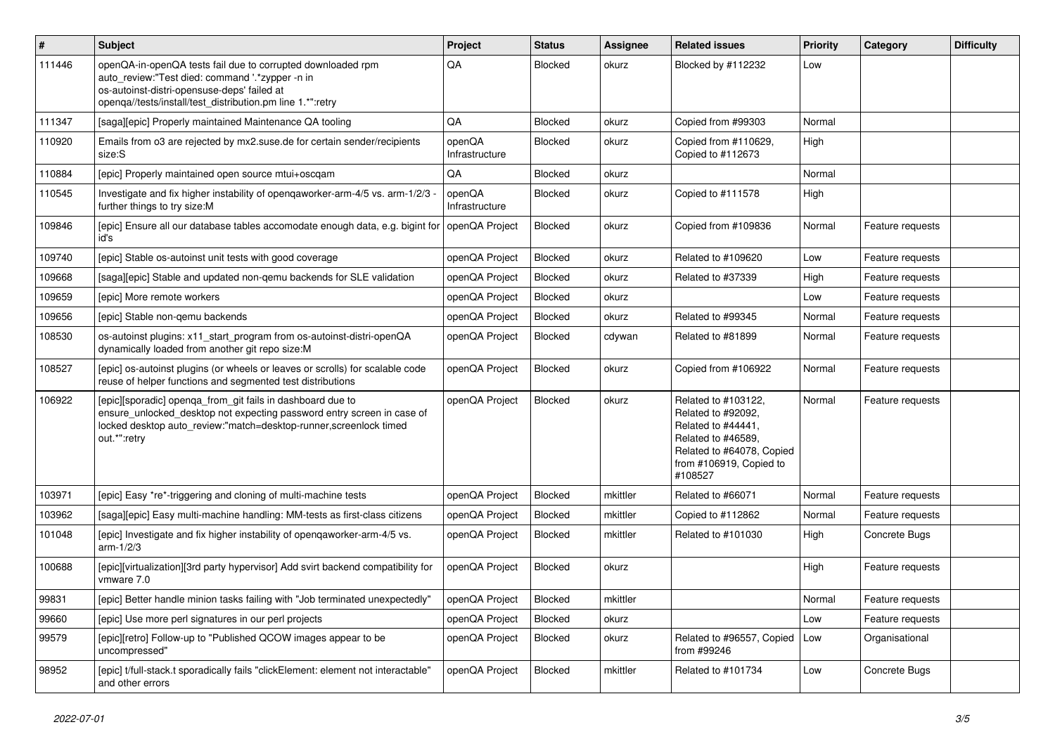| # | Subject | Project | Status | Assignee | Related issues | Priority | Category | Difficulty |
|---|---|---|---|---|---|---|---|---|
| 111446 | openQA-in-openQA tests fail due to corrupted downloaded rpm auto_review:"Test died: command '.*zypper -n in os-autoinst-distri-opensuse-deps' failed at openqa//tests/install/test_distribution.pm line 1.*":retry | QA | Blocked | okurz | Blocked by #112232 | Low | | |
| 111347 | [saga][epic] Properly maintained Maintenance QA tooling | QA | Blocked | okurz | Copied from #99303 | Normal | | |
| 110920 | Emails from o3 are rejected by mx2.suse.de for certain sender/recipients size:S | openQA Infrastructure | Blocked | okurz | Copied from #110629, Copied to #112673 | High | | |
| 110884 | [epic] Properly maintained open source mtui+oscqam | QA | Blocked | okurz | | Normal | | |
| 110545 | Investigate and fix higher instability of openqaworker-arm-4/5 vs. arm-1/2/3 - further things to try size:M | openQA Infrastructure | Blocked | okurz | Copied to #111578 | High | | |
| 109846 | [epic] Ensure all our database tables accomodate enough data, e.g. bigint for id's | openQA Project | Blocked | okurz | Copied from #109836 | Normal | Feature requests | |
| 109740 | [epic] Stable os-autoinst unit tests with good coverage | openQA Project | Blocked | okurz | Related to #109620 | Low | Feature requests | |
| 109668 | [saga][epic] Stable and updated non-qemu backends for SLE validation | openQA Project | Blocked | okurz | Related to #37339 | High | Feature requests | |
| 109659 | [epic] More remote workers | openQA Project | Blocked | okurz | | Low | Feature requests | |
| 109656 | [epic] Stable non-qemu backends | openQA Project | Blocked | okurz | Related to #99345 | Normal | Feature requests | |
| 108530 | os-autoinst plugins: x11_start_program from os-autoinst-distri-openQA dynamically loaded from another git repo size:M | openQA Project | Blocked | cdywan | Related to #81899 | Normal | Feature requests | |
| 108527 | [epic] os-autoinst plugins (or wheels or leaves or scrolls) for scalable code reuse of helper functions and segmented test distributions | openQA Project | Blocked | okurz | Copied from #106922 | Normal | Feature requests | |
| 106922 | [epic][sporadic] openqa_from_git fails in dashboard due to ensure_unlocked_desktop not expecting password entry screen in case of locked desktop auto_review:"match=desktop-runner,screenlock timed out.*":retry | openQA Project | Blocked | okurz | Related to #103122, Related to #92092, Related to #44441, Related to #46589, Related to #64078, Copied from #106919, Copied to #108527 | Normal | Feature requests | |
| 103971 | [epic] Easy *re*-triggering and cloning of multi-machine tests | openQA Project | Blocked | mkittler | Related to #66071 | Normal | Feature requests | |
| 103962 | [saga][epic] Easy multi-machine handling: MM-tests as first-class citizens | openQA Project | Blocked | mkittler | Copied to #112862 | Normal | Feature requests | |
| 101048 | [epic] Investigate and fix higher instability of openqaworker-arm-4/5 vs. arm-1/2/3 | openQA Project | Blocked | mkittler | Related to #101030 | High | Concrete Bugs | |
| 100688 | [epic][virtualization][3rd party hypervisor] Add svirt backend compatibility for vmware 7.0 | openQA Project | Blocked | okurz | | High | Feature requests | |
| 99831 | [epic] Better handle minion tasks failing with "Job terminated unexpectedly" | openQA Project | Blocked | mkittler | | Normal | Feature requests | |
| 99660 | [epic] Use more perl signatures in our perl projects | openQA Project | Blocked | okurz | | Low | Feature requests | |
| 99579 | [epic][retro] Follow-up to "Published QCOW images appear to be uncompressed" | openQA Project | Blocked | okurz | Related to #96557, Copied from #99246 | Low | Organisational | |
| 98952 | [epic] t/full-stack.t sporadically fails "clickElement: element not interactable" and other errors | openQA Project | Blocked | mkittler | Related to #101734 | Low | Concrete Bugs | |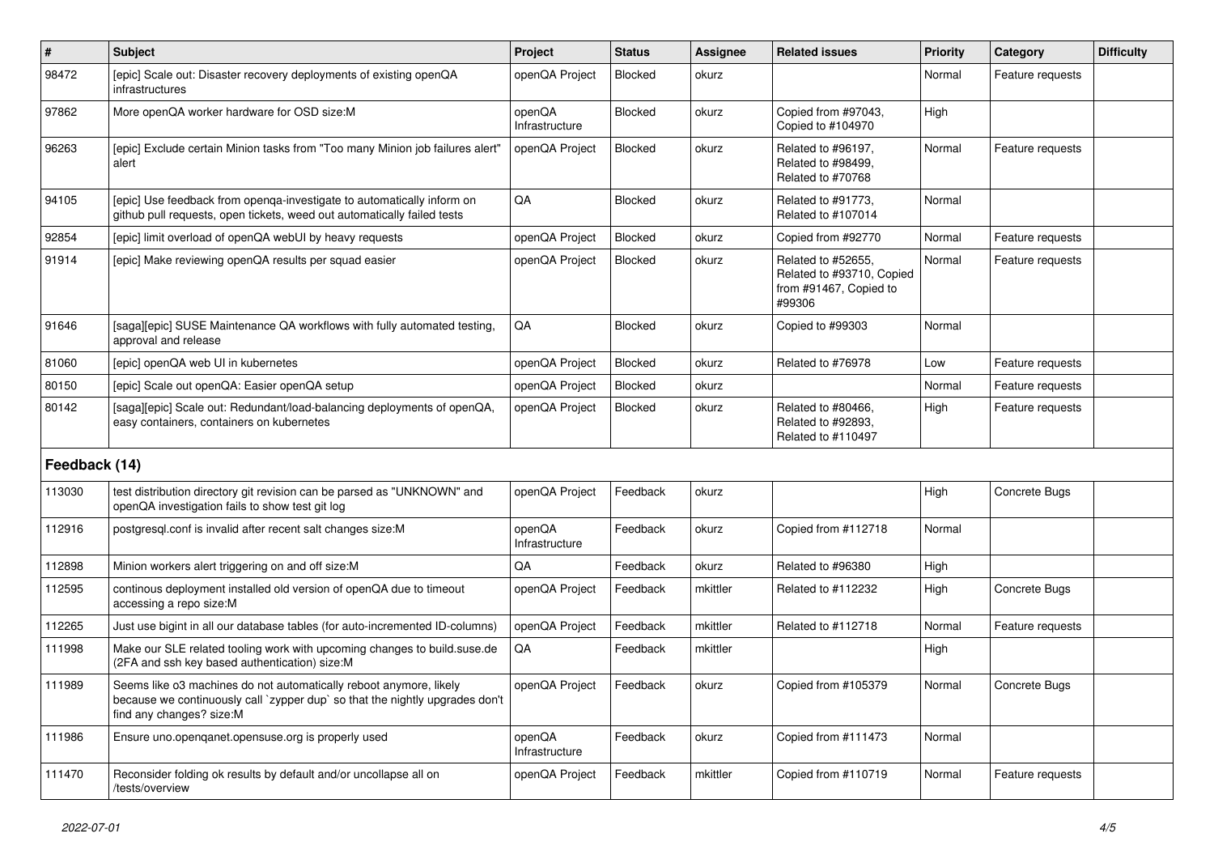| # | Subject | Project | Status | Assignee | Related issues | Priority | Category | Difficulty |
|---|---|---|---|---|---|---|---|---|
| 98472 | [epic] Scale out: Disaster recovery deployments of existing openQA infrastructures | openQA Project | Blocked | okurz | | Normal | Feature requests | |
| 97862 | More openQA worker hardware for OSD size:M | openQA Infrastructure | Blocked | okurz | Copied from #97043, Copied to #104970 | High | | |
| 96263 | [epic] Exclude certain Minion tasks from "Too many Minion job failures alert" alert | openQA Project | Blocked | okurz | Related to #96197, Related to #98499, Related to #70768 | Normal | Feature requests | |
| 94105 | [epic] Use feedback from openqa-investigate to automatically inform on github pull requests, open tickets, weed out automatically failed tests | QA | Blocked | okurz | Related to #91773, Related to #107014 | Normal | | |
| 92854 | [epic] limit overload of openQA webUI by heavy requests | openQA Project | Blocked | okurz | Copied from #92770 | Normal | Feature requests | |
| 91914 | [epic] Make reviewing openQA results per squad easier | openQA Project | Blocked | okurz | Related to #52655, Related to #93710, Copied from #91467, Copied to #99306 | Normal | Feature requests | |
| 91646 | [saga][epic] SUSE Maintenance QA workflows with fully automated testing, approval and release | QA | Blocked | okurz | Copied to #99303 | Normal | | |
| 81060 | [epic] openQA web UI in kubernetes | openQA Project | Blocked | okurz | Related to #76978 | Low | Feature requests | |
| 80150 | [epic] Scale out openQA: Easier openQA setup | openQA Project | Blocked | okurz | | Normal | Feature requests | |
| 80142 | [saga][epic] Scale out: Redundant/load-balancing deployments of openQA, easy containers, containers on kubernetes | openQA Project | Blocked | okurz | Related to #80466, Related to #92893, Related to #110497 | High | Feature requests | |
| **Feedback (14)** | | | | | | | | |
| 113030 | test distribution directory git revision can be parsed as "UNKNOWN" and openQA investigation fails to show test git log | openQA Project | Feedback | okurz | | High | Concrete Bugs | |
| 112916 | postgresql.conf is invalid after recent salt changes size:M | openQA Infrastructure | Feedback | okurz | Copied from #112718 | Normal | | |
| 112898 | Minion workers alert triggering on and off size:M | QA | Feedback | okurz | Related to #96380 | High | | |
| 112595 | continous deployment installed old version of openQA due to timeout accessing a repo size:M | openQA Project | Feedback | mkittler | Related to #112232 | High | Concrete Bugs | |
| 112265 | Just use bigint in all our database tables (for auto-incremented ID-columns) | openQA Project | Feedback | mkittler | Related to #112718 | Normal | Feature requests | |
| 111998 | Make our SLE related tooling work with upcoming changes to build.suse.de (2FA and ssh key based authentication) size:M | QA | Feedback | mkittler | | High | | |
| 111989 | Seems like o3 machines do not automatically reboot anymore, likely because we continuously call `zypper dup` so that the nightly upgrades don't find any changes? size:M | openQA Project | Feedback | okurz | Copied from #105379 | Normal | Concrete Bugs | |
| 111986 | Ensure uno.openqanet.opensuse.org is properly used | openQA Infrastructure | Feedback | okurz | Copied from #111473 | Normal | | |
| 111470 | Reconsider folding ok results by default and/or uncollapse all on /tests/overview | openQA Project | Feedback | mkittler | Copied from #110719 | Normal | Feature requests | |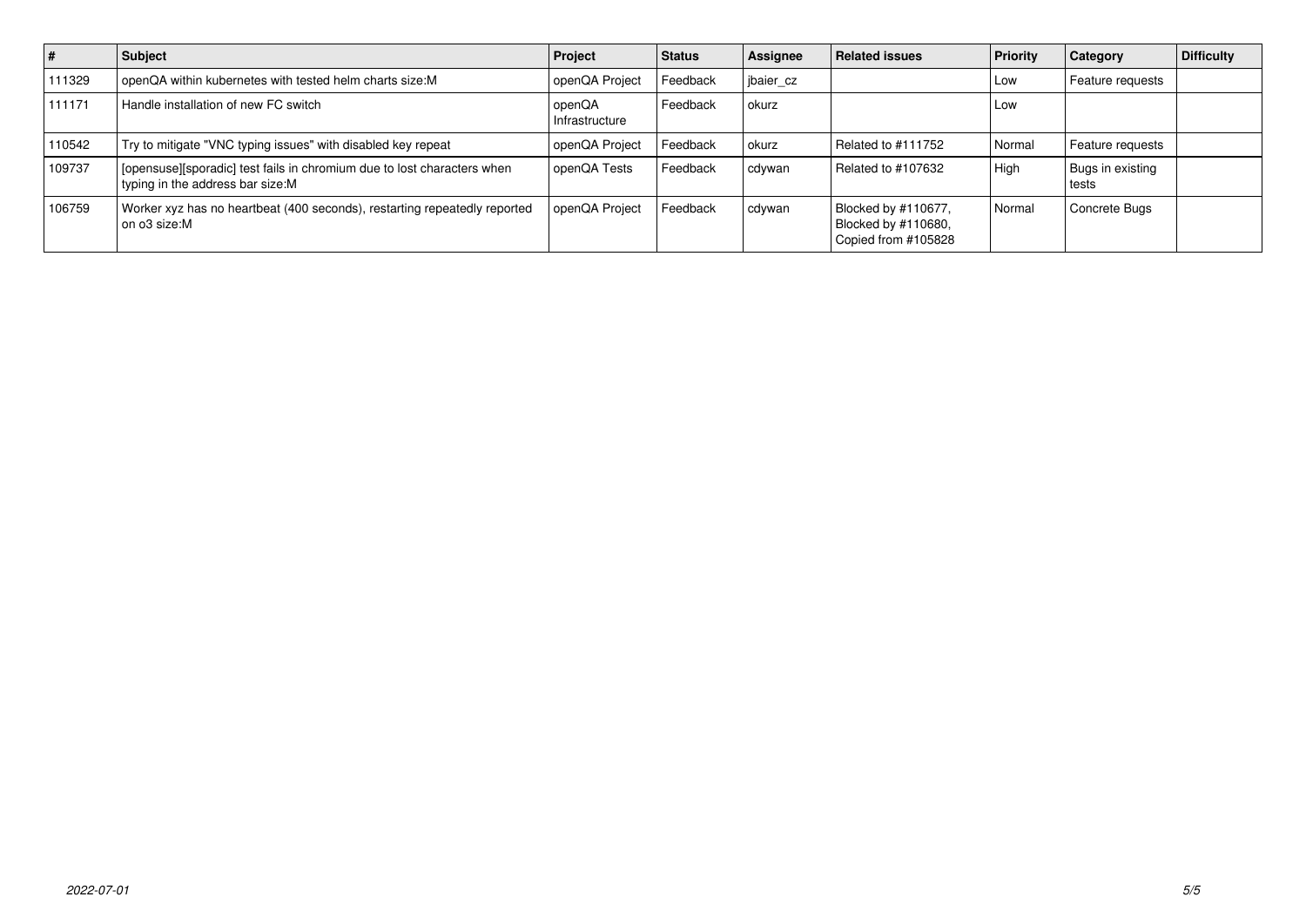| # | Subject | Project | Status | Assignee | Related issues | Priority | Category | Difficulty |
|---|---|---|---|---|---|---|---|---|
| 111329 | openQA within kubernetes with tested helm charts size:M | openQA Project | Feedback | jbaier_cz | | Low | Feature requests | |
| 111171 | Handle installation of new FC switch | openQA Infrastructure | Feedback | okurz | | Low | | |
| 110542 | Try to mitigate "VNC typing issues" with disabled key repeat | openQA Project | Feedback | okurz | Related to #111752 | Normal | Feature requests | |
| 109737 | [opensuse][sporadic] test fails in chromium due to lost characters when typing in the address bar size:M | openQA Tests | Feedback | cdywan | Related to #107632 | High | Bugs in existing tests | |
| 106759 | Worker xyz has no heartbeat (400 seconds), restarting repeatedly reported on o3 size:M | openQA Project | Feedback | cdywan | Blocked by #110677, Blocked by #110680, Copied from #105828 | Normal | Concrete Bugs | |